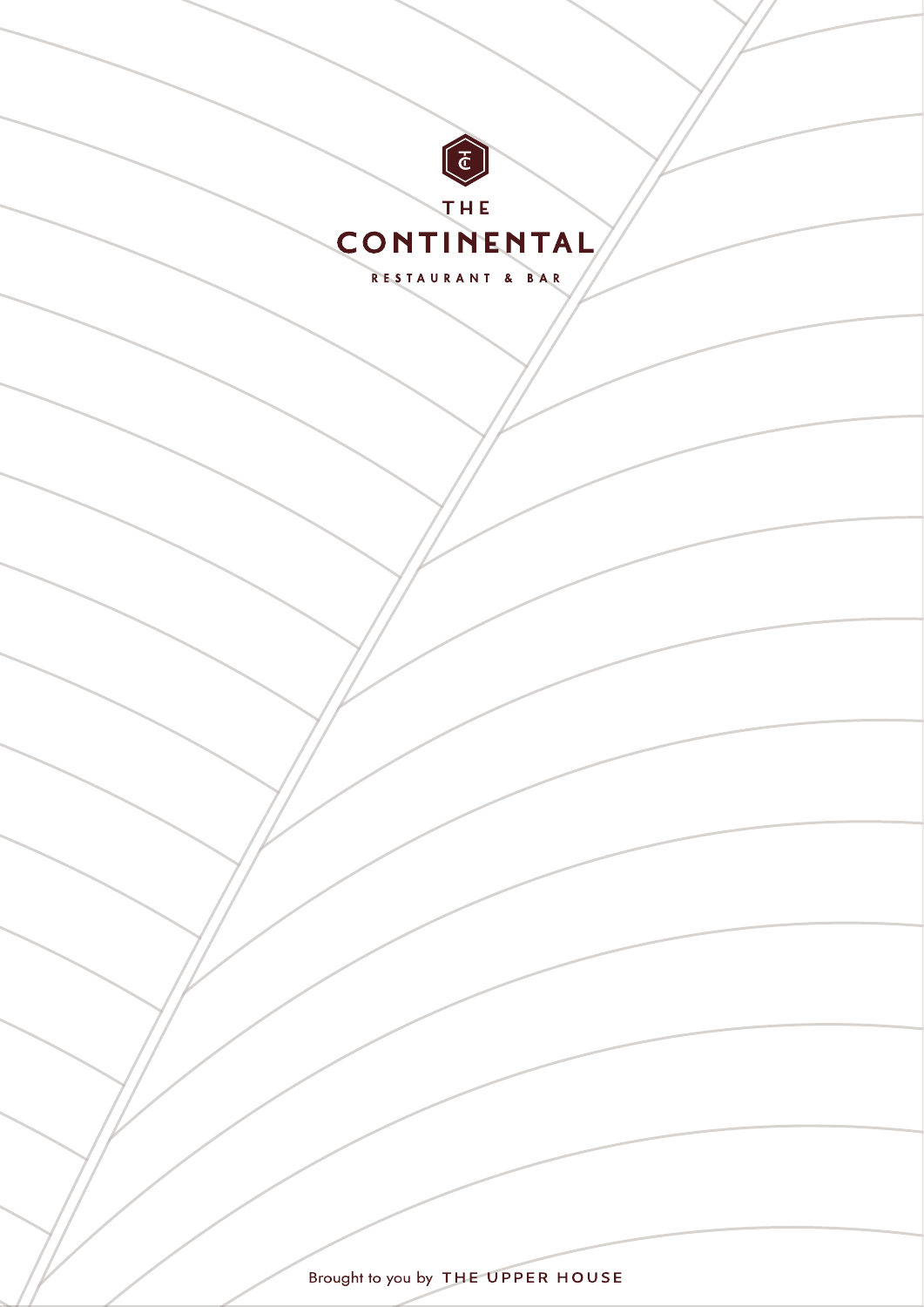# THE CONTINENTAL

RESTAURANT & BAR

Brought to you by THE UPPER HOUSE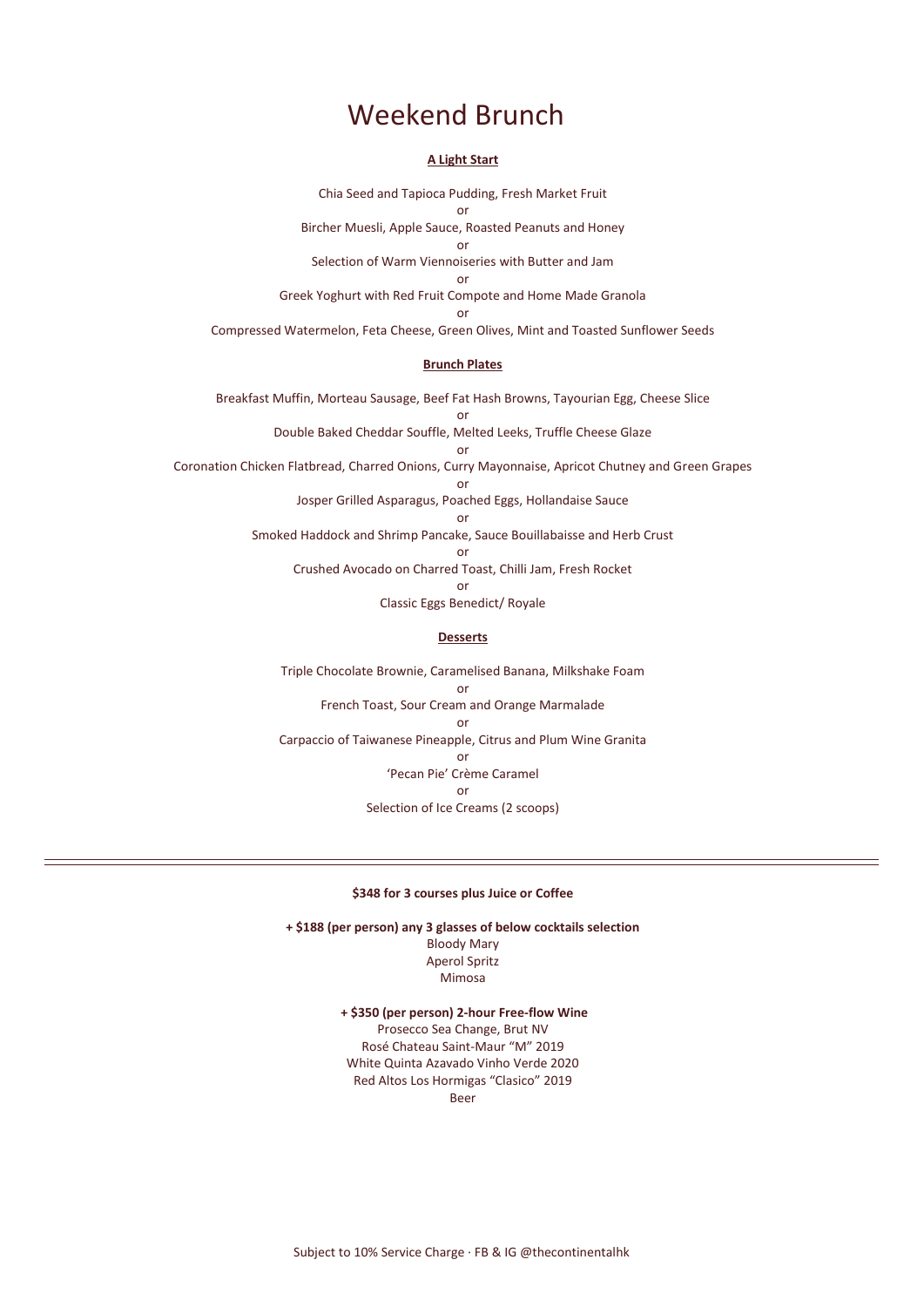# Weekend Brunch

## A Light Start

Chia Seed and Tapioca Pudding, Fresh Market Fruit

or

Bircher Muesli, Apple Sauce, Roasted Peanuts and Honey

or

Selection of Warm Viennoiseries with Butter and Jam

or

Greek Yoghurt with Red Fruit Compote and Home Made Granola

or

Compressed Watermelon, Feta Cheese, Green Olives, Mint and Toasted Sunflower Seeds

## Brunch Plates

Breakfast Muffin, Morteau Sausage, Beef Fat Hash Browns, Tayourian Egg, Cheese Slice

or

Double Baked Cheddar Souffle, Melted Leeks, Truffle Cheese Glaze

or

Coronation Chicken Flatbread, Charred Onions, Curry Mayonnaise, Apricot Chutney and Green Grapes

or

Josper Grilled Asparagus, Poached Eggs, Hollandaise Sauce

or

Smoked Haddock and Shrimp Pancake, Sauce Bouillabaisse and Herb Crust

or

Crushed Avocado on Charred Toast, Chilli Jam, Fresh Rocket

or

Classic Eggs Benedict/ Royale

## Desserts

Triple Chocolate Brownie, Caramelised Banana, Milkshake Foam

or

French Toast, Sour Cream and Orange Marmalade

or

Carpaccio of Taiwanese Pineapple, Citrus and Plum Wine Granita

or

'Pecan Pie' Crème Caramel

or

Selection of Ice Creams (2 scoops)

---

**$348 for 3 courses plus Juice or Coffee**

**+ $188 (per person) any 3 glasses of below cocktails selection**

Bloody Mary

Aperol Spritz

Mimosa

**+ $350 (per person) 2-hour Free-flow Wine**

Prosecco Sea Change, Brut NV

Rosé Chateau Saint-Maur "M" 2019

White Quinta Azavado Vinho Verde 2020

Red Altos Los Hormigas "Clasico" 2019

Beer

Subject to 10% Service Charge · FB & IG @thecontinentalhk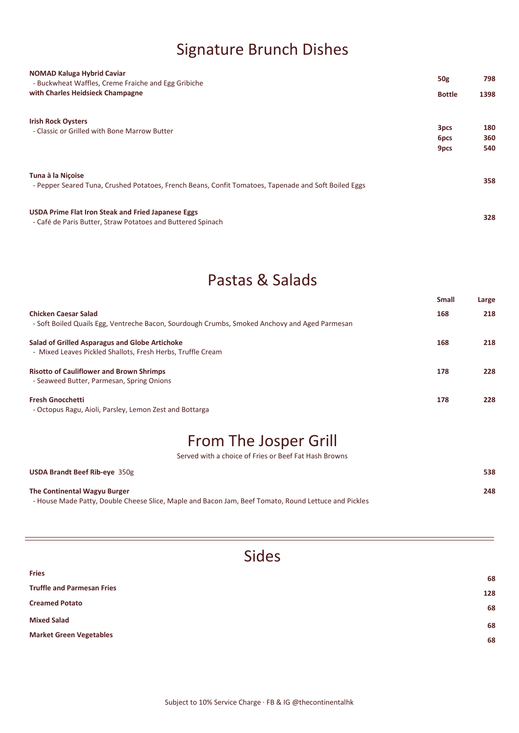# Signature Brunch Dishes

**NOMAD Kaluga Hybrid Caviar**
- Buckwheat Waffles, Creme Fraiche and Egg Gribiche

**with Charles Heidsieck Champagne**

| | | |
|---|---|---|
| NOMAD Kaluga Hybrid Caviar | **50g** | **798** |
| with Charles Heidsieck Champagne | **Bottle** | **1398** |

**Irish Rock Oysters**
- Classic or Grilled with Bone Marrow Butter

| | | |
|---|---|---|
| Irish Rock Oysters | **3pcs** | **180** |
| | **6pcs** | **360** |
| | **9pcs** | **540** |

**Tuna à la Niçoise** — **358**
- Pepper Seared Tuna, Crushed Potatoes, French Beans, Confit Tomatoes, Tapenade and Soft Boiled Eggs

**USDA Prime Flat Iron Steak and Fried Japanese Eggs** — **328**
- Café de Paris Butter, Straw Potatoes and Buttered Spinach

# Pastas & Salads

| | Small | Large |
|---|---|---|
| **Chicken Caesar Salad**<br>- Soft Boiled Quails Egg, Ventreche Bacon, Sourdough Crumbs, Smoked Anchovy and Aged Parmesan | 168 | 218 |
| **Salad of Grilled Asparagus and Globe Artichoke**<br>- Mixed Leaves Pickled Shallots, Fresh Herbs, Truffle Cream | 168 | 218 |
| **Risotto of Cauliflower and Brown Shrimps**<br>- Seaweed Butter, Parmesan, Spring Onions | 178 | 228 |
| **Fresh Gnocchetti**<br>- Octopus Ragu, Aioli, Parsley, Lemon Zest and Bottarga | 178 | 228 |

# From The Josper Grill

Served with a choice of Fries or Beef Fat Hash Browns

**USDA Brandt Beef Rib-eye** 350g — **538**

**The Continental Wagyu Burger** — **248**
- House Made Patty, Double Cheese Slice, Maple and Bacon Jam, Beef Tomato, Round Lettuce and Pickles

# Sides

| | |
|---|---|
| **Fries** | **68** |
| **Truffle and Parmesan Fries** | **128** |
| **Creamed Potato** | **68** |
| **Mixed Salad** | **68** |
| **Market Green Vegetables** | **68** |

Subject to 10% Service Charge · FB & IG @thecontinentalhk